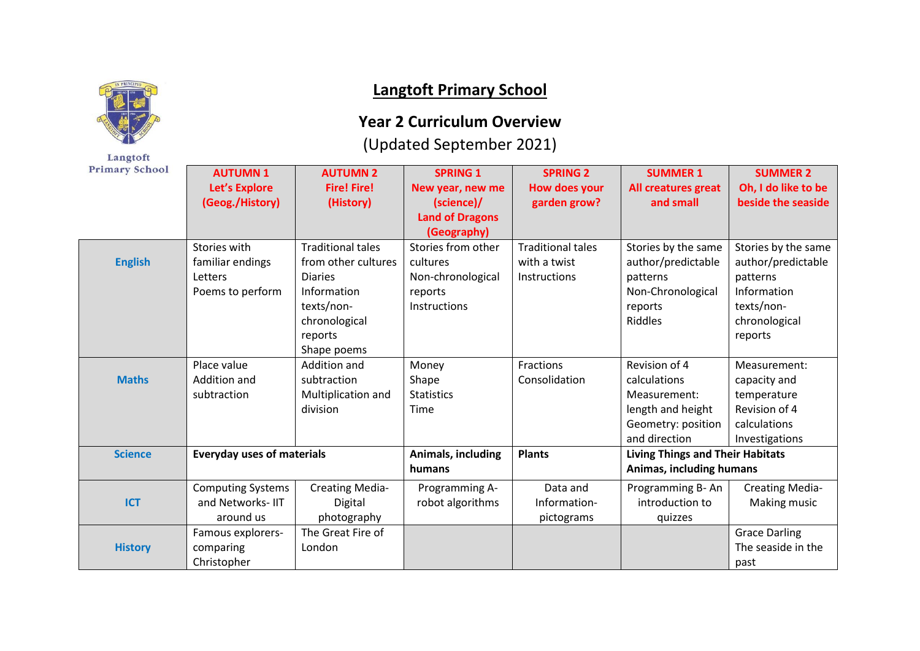Langtoft Primary School

# Langtoft Primary School

## Year 2 Curriculum Overview

(Updated September 2021)

| | AUTUMN 1 Let's Explore (Geog./History) | AUTUMN 2 Fire! Fire! (History) | SPRING 1 New year, new me (science)/ Land of Dragons (Geography) | SPRING 2 How does your garden grow? | SUMMER 1 All creatures great and small | SUMMER 2 Oh, I do like to be beside the seaside |
|---|---|---|---|---|---|---|
| **English** | Stories with familiar endings<br>Letters<br>Poems to perform | Traditional tales from other cultures<br>Diaries<br>Information texts/non-chronological reports<br>Shape poems | Stories from other cultures<br>Non-chronological reports<br>Instructions | Traditional tales with a twist<br>Instructions | Stories by the same author/predictable patterns<br>Non-Chronological reports<br>Riddles | Stories by the same author/predictable patterns<br>Information texts/non-chronological reports |
| **Maths** | Place value<br>Addition and subtraction | Addition and subtraction<br>Multiplication and division | Money<br>Shape<br>Statistics<br>Time | Fractions<br>Consolidation | Revision of 4 calculations<br>Measurement: length and height<br>Geometry: position and direction | Measurement: capacity and temperature<br>Revision of 4 calculations<br>Investigations |
| **Science** | **Everyday uses of materials** | | **Animals, including humans** | **Plants** | **Living Things and Their Habitats**<br>**Animas, including humans** | |
| **ICT** | Computing Systems and Networks- IIT around us | Creating Media- Digital photography | Programming A- robot algorithms | Data and Information- pictograms | Programming B- An introduction to quizzes | Creating Media- Making music |
| **History** | Famous explorers- comparing Christopher | The Great Fire of London | | | | Grace Darling<br>The seaside in the past |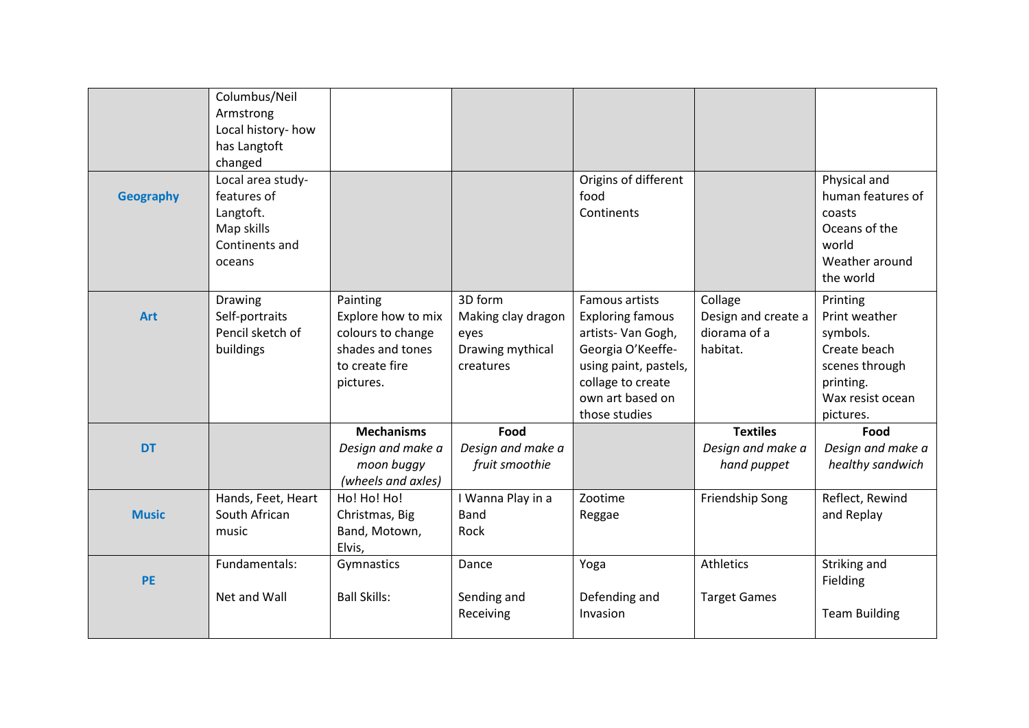| | | | | | | |
|---|---|---|---|---|---|---|
| | Columbus/Neil Armstrong<br>Local history- how has Langtoft changed | | | | | |
| **Geography** | Local area study- features of Langtoft.<br>Map skills<br>Continents and oceans | | | Origins of different food<br>Continents | | Physical and human features of coasts<br>Oceans of the world<br>Weather around the world |
| **Art** | Drawing<br>Self-portraits<br>Pencil sketch of buildings | Painting<br>Explore how to mix colours to change shades and tones to create fire pictures. | 3D form<br>Making clay dragon eyes<br>Drawing mythical creatures | Famous artists<br>Exploring famous artists- Van Gogh, Georgia O'Keeffe- using paint, pastels, collage to create own art based on those studies | Collage<br>Design and create a diorama of a habitat. | Printing<br>Print weather symbols.<br>Create beach scenes through printing.<br>Wax resist ocean pictures. |
| **DT** | | **Mechanisms**<br>*Design and make a moon buggy (wheels and axles)* | **Food**<br>*Design and make a fruit smoothie* | | **Textiles**<br>*Design and make a hand puppet* | **Food**<br>*Design and make a healthy sandwich* |
| **Music** | Hands, Feet, Heart<br>South African music | Ho! Ho! Ho!<br>Christmas, Big Band, Motown, Elvis, | I Wanna Play in a Band<br>Rock | Zootime<br>Reggae | Friendship Song | Reflect, Rewind and Replay |
| **PE** | Fundamentals:<br><br>Net and Wall | Gymnastics<br><br>Ball Skills: | Dance<br><br>Sending and Receiving | Yoga<br><br>Defending and Invasion | Athletics<br><br>Target Games | Striking and Fielding<br><br>Team Building |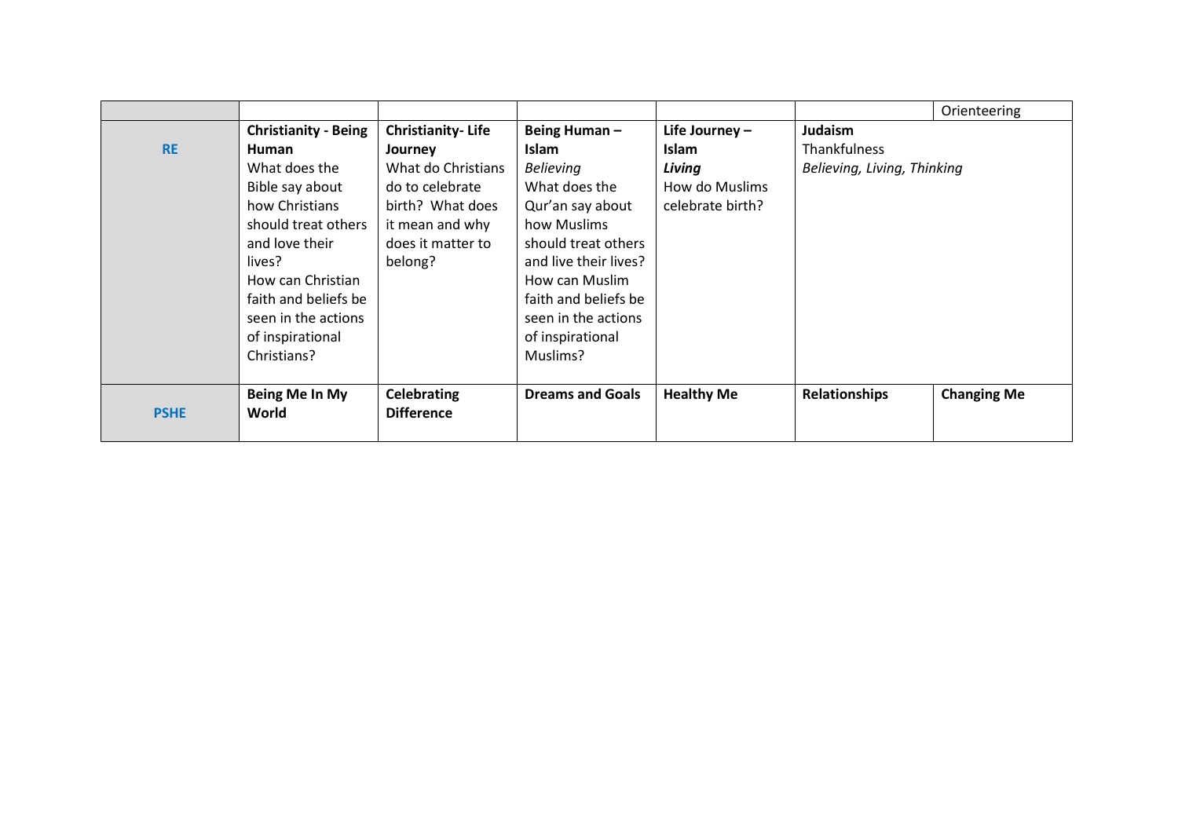| | | | | | | |
|---|---|---|---|---|---|---|
| | | | | | | Orienteering |
| **RE** | **Christianity - Being Human**<br>What does the Bible say about how Christians should treat others and love their lives?<br>How can Christian faith and beliefs be seen in the actions of inspirational Christians? | **Christianity- Life Journey**<br>What do Christians do to celebrate birth? What does it mean and why does it matter to belong? | **Being Human – Islam**<br>*Believing*<br>What does the Qur'an say about how Muslims should treat others and live their lives?<br>How can Muslim faith and beliefs be seen in the actions of inspirational Muslims? | **Life Journey – Islam**<br>***Living***<br>How do Muslims celebrate birth? | **Judaism**<br>Thankfulness<br>*Believing, Living, Thinking* | |
| **PSHE** | **Being Me In My World** | **Celebrating Difference** | **Dreams and Goals** | **Healthy Me** | **Relationships** | **Changing Me** |